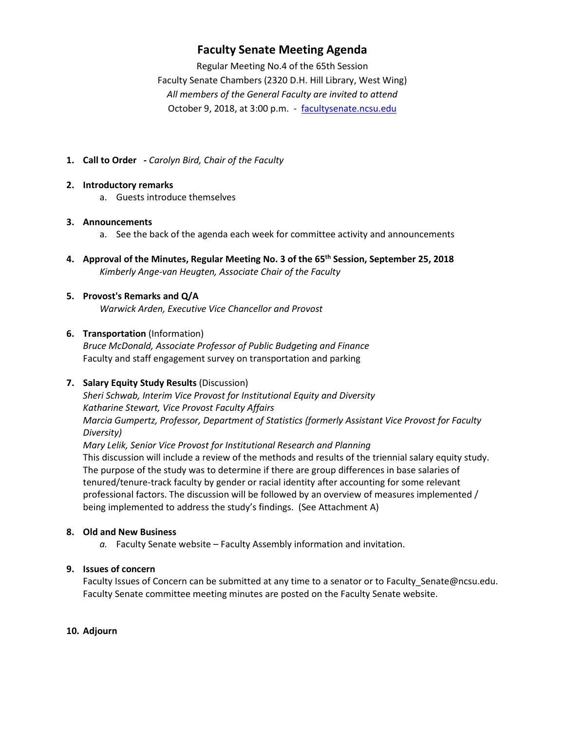# Faculty Senate Meeting Agenda

Regular Meeting No.4 of the 65th Session
Faculty Senate Chambers (2320 D.H. Hill Library, West Wing)
*All members of the General Faculty are invited to attend*
October 9, 2018, at 3:00 p.m. - facultysenate.ncsu.edu

1. **Call to Order** - *Carolyn Bird, Chair of the Faculty*

2. **Introductory remarks**
   a. Guests introduce themselves

3. **Announcements**
   a. See the back of the agenda each week for committee activity and announcements

4. **Approval of the Minutes, Regular Meeting No. 3 of the 65th Session, September 25, 2018**
   *Kimberly Ange-van Heugten, Associate Chair of the Faculty*

5. **Provost's Remarks and Q/A**
   *Warwick Arden, Executive Vice Chancellor and Provost*

6. **Transportation** (Information)
   *Bruce McDonald, Associate Professor of Public Budgeting and Finance*
   Faculty and staff engagement survey on transportation and parking

7. **Salary Equity Study Results** (Discussion)
   *Sheri Schwab, Interim Vice Provost for Institutional Equity and Diversity*
   *Katharine Stewart, Vice Provost Faculty Affairs*
   *Marcia Gumpertz, Professor, Department of Statistics (formerly Assistant Vice Provost for Faculty Diversity)*
   *Mary Lelik, Senior Vice Provost for Institutional Research and Planning*
   This discussion will include a review of the methods and results of the triennial salary equity study. The purpose of the study was to determine if there are group differences in base salaries of tenured/tenure-track faculty by gender or racial identity after accounting for some relevant professional factors. The discussion will be followed by an overview of measures implemented / being implemented to address the study's findings. (See Attachment A)

8. **Old and New Business**
   *a.* Faculty Senate website – Faculty Assembly information and invitation.

9. **Issues of concern**
   Faculty Issues of Concern can be submitted at any time to a senator or to Faculty_Senate@ncsu.edu. Faculty Senate committee meeting minutes are posted on the Faculty Senate website.

10. **Adjourn**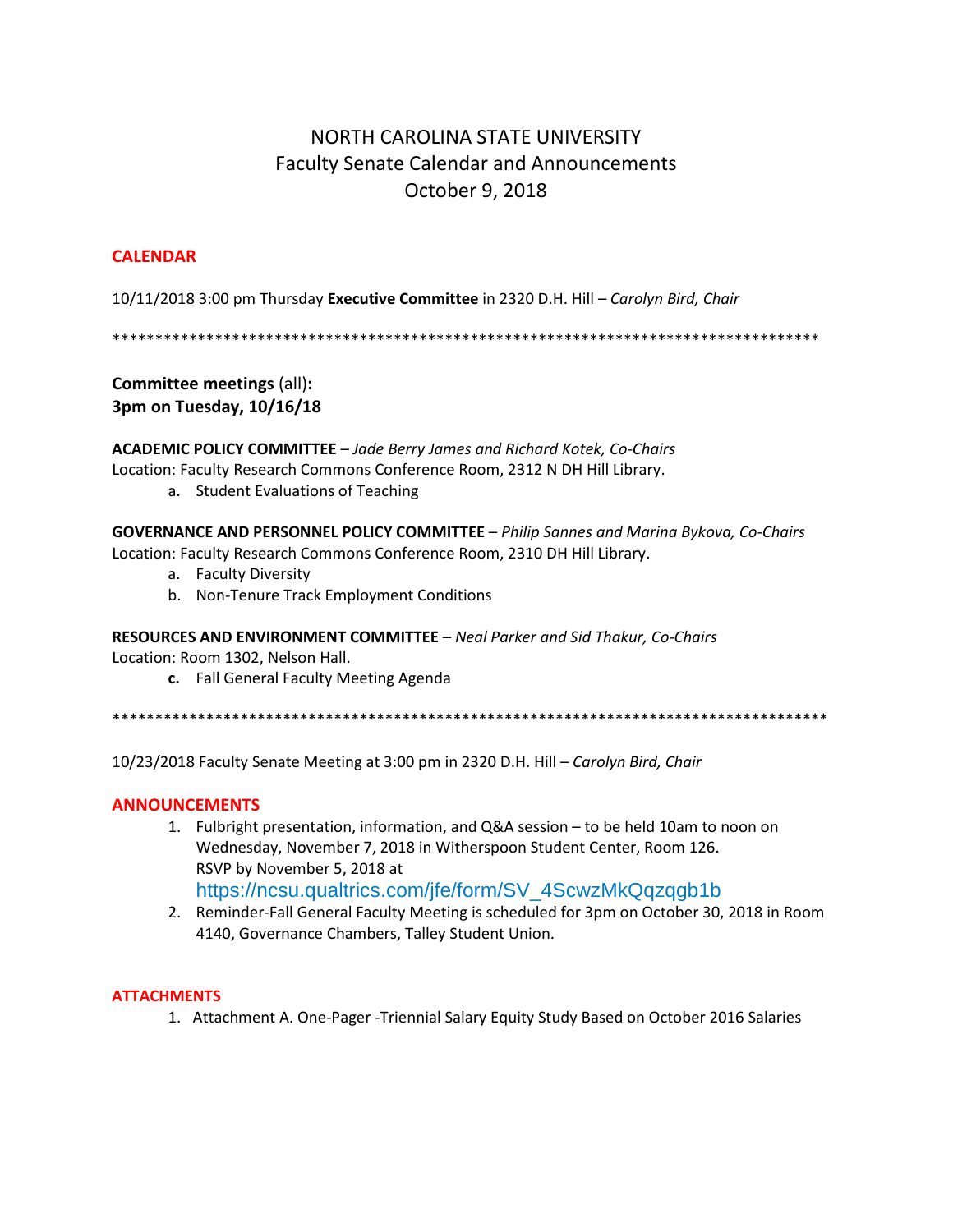# NORTH CAROLINA STATE UNIVERSITY
## Faculty Senate Calendar and Announcements
## October 9, 2018

### CALENDAR

10/11/2018 3:00 pm Thursday **Executive Committee** in 2320 D.H. Hill – *Carolyn Bird, Chair*

\*\*\*\*\*\*\*\*\*\*\*\*\*\*\*\*\*\*\*\*\*\*\*\*\*\*\*\*\*\*\*\*\*\*\*\*\*\*\*\*\*\*\*\*\*\*\*\*\*\*\*\*\*\*\*\*\*\*\*\*\*\*\*\*\*\*\*\*\*\*\*\*\*\*\*\*\*\*\*\*\*\*\*\*\*

**Committee meetings** (all)**:**
**3pm on Tuesday, 10/16/18**

**ACADEMIC POLICY COMMITTEE** – *Jade Berry James and Richard Kotek, Co-Chairs*
Location: Faculty Research Commons Conference Room, 2312 N DH Hill Library.

a. Student Evaluations of Teaching

**GOVERNANCE AND PERSONNEL POLICY COMMITTEE** – *Philip Sannes and Marina Bykova, Co-Chairs*
Location: Faculty Research Commons Conference Room, 2310 DH Hill Library.

a. Faculty Diversity
b. Non-Tenure Track Employment Conditions

**RESOURCES AND ENVIRONMENT COMMITTEE** – *Neal Parker and Sid Thakur, Co-Chairs*
Location: Room 1302, Nelson Hall.

**c.** Fall General Faculty Meeting Agenda

\*\*\*\*\*\*\*\*\*\*\*\*\*\*\*\*\*\*\*\*\*\*\*\*\*\*\*\*\*\*\*\*\*\*\*\*\*\*\*\*\*\*\*\*\*\*\*\*\*\*\*\*\*\*\*\*\*\*\*\*\*\*\*\*\*\*\*\*\*\*\*\*\*\*\*\*\*\*\*\*\*\*\*\*\*

10/23/2018 Faculty Senate Meeting at 3:00 pm in 2320 D.H. Hill – *Carolyn Bird, Chair*

### ANNOUNCEMENTS

1. Fulbright presentation, information, and Q&A session – to be held 10am to noon on Wednesday, November 7, 2018 in Witherspoon Student Center, Room 126. RSVP by November 5, 2018 at https://ncsu.qualtrics.com/jfe/form/SV_4ScwzMkQqzqgb1b
2. Reminder-Fall General Faculty Meeting is scheduled for 3pm on October 30, 2018 in Room 4140, Governance Chambers, Talley Student Union.

### ATTACHMENTS

1. Attachment A. One-Pager -Triennial Salary Equity Study Based on October 2016 Salaries